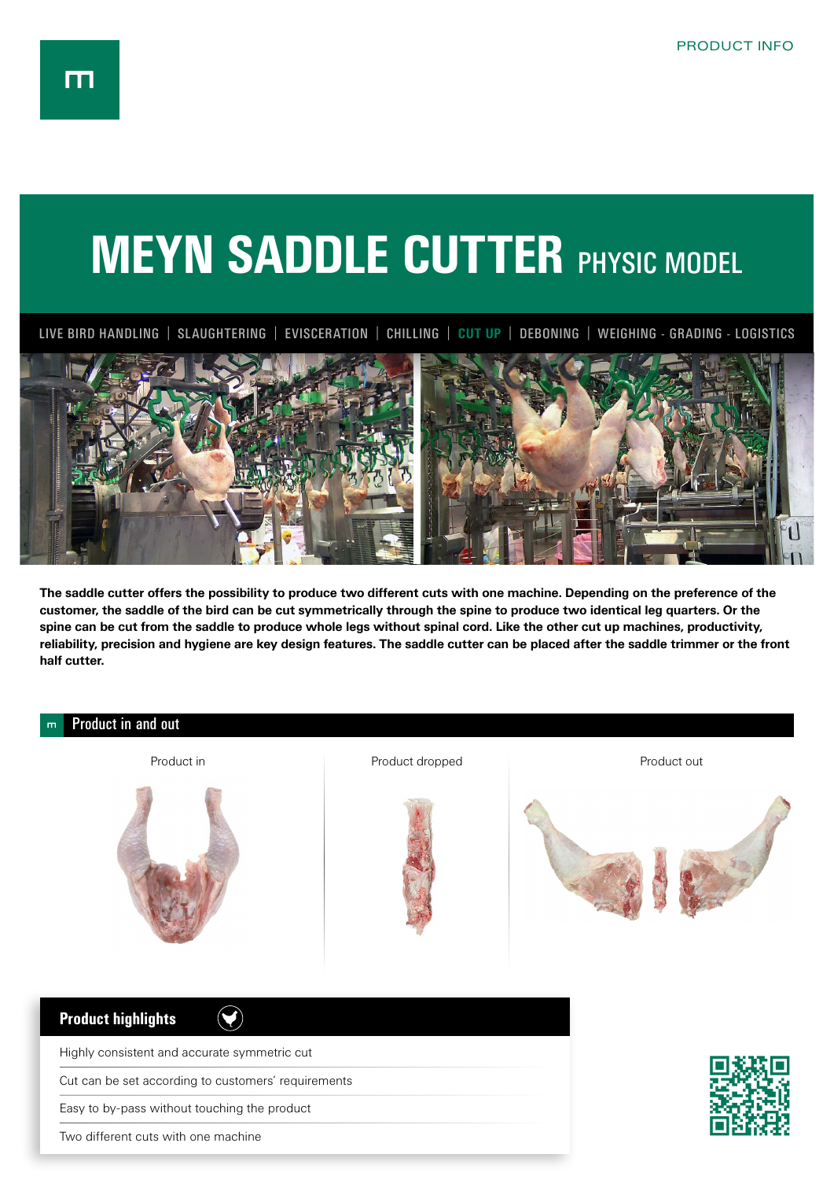PRODUCT INFO

# MEYN SADDLE CUTTER PHYSIC MODEL

LIVE BIRD HANDLING | SLAUGHTERING | EVISCERATION | CHILLING | CUT UP | DEBONING | WEIGHING - GRADING - LOGISTICS

**The saddle cutter offers the possibility to produce two different cuts with one machine. Depending on the preference of the customer, the saddle of the bird can be cut symmetrically through the spine to produce two identical leg quarters. Or the spine can be cut from the saddle to produce whole legs without spinal cord. Like the other cut up machines, productivity, reliability, precision and hygiene are key design features. The saddle cutter can be placed after the saddle trimmer or the front half cutter.**

## Product in and out

Product in

Product dropped

Product out

## Product highlights

- Highly consistent and accurate symmetric cut
- Cut can be set according to customers' requirements
- Easy to by-pass without touching the product
- Two different cuts with one machine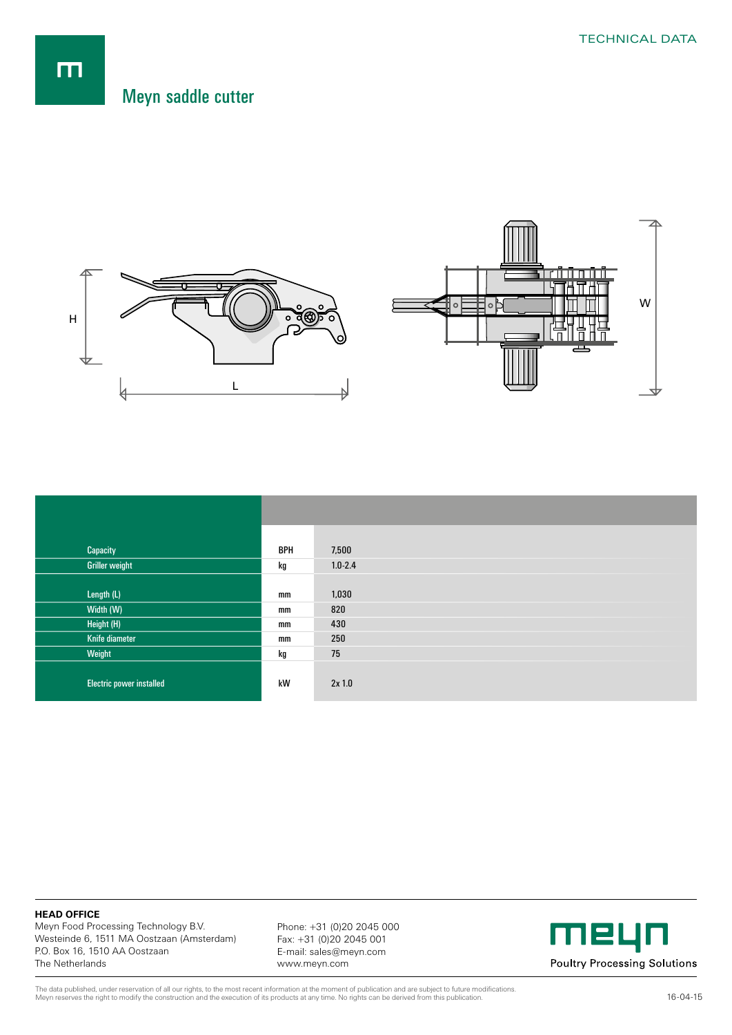TECHNICAL DATA

# Meyn saddle cutter

H

L

W

| | | |
|---|---|---|
| Capacity | BPH | 7,500 |
| Griller weight | kg | 1.0-2.4 |
| Length (L) | mm | 1,030 |
| Width (W) | mm | 820 |
| Height (H) | mm | 430 |
| Knife diameter | mm | 250 |
| Weight | kg | 75 |
| Electric power installed | kW | 2x 1.0 |

**HEAD OFFICE**
Meyn Food Processing Technology B.V.
Westeinde 6, 1511 MA Oostzaan (Amsterdam)
P.O. Box 16, 1510 AA Oostzaan
The Netherlands

Phone: +31 (0)20 2045 000
Fax: +31 (0)20 2045 001
E-mail: sales@meyn.com
www.meyn.com

meyn
Poultry Processing Solutions

The data published, under reservation of all our rights, to the most recent information at the moment of publication and are subject to future modifications.
Meyn reserves the right to modify the construction and the execution of its products at any time. No rights can be derived from this publication.

16-04-15